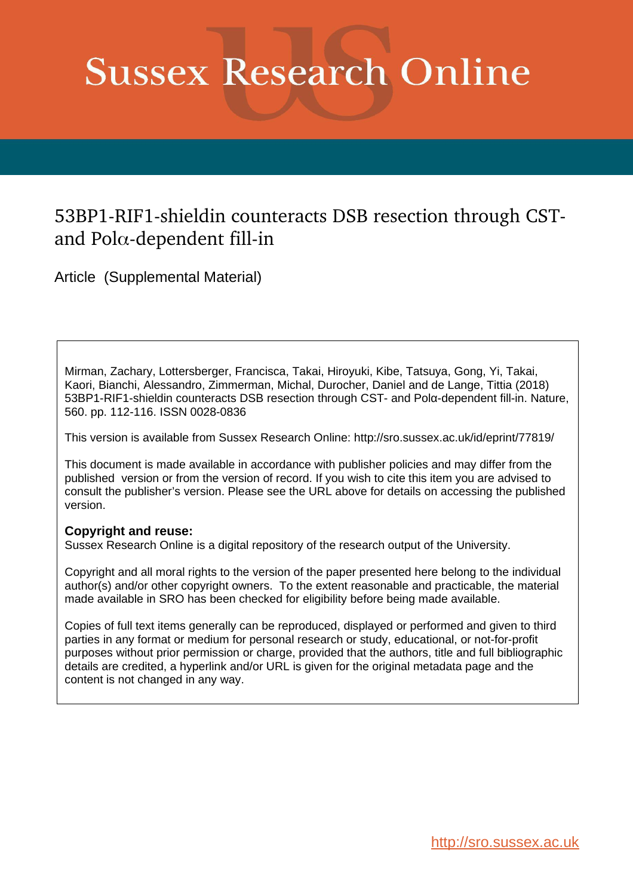# Sussex Research Online

## 53BP1-RIF1-shieldin counteracts DSB resection through CST- and Polα-dependent fill-in

Article (Supplemental Material)

Mirman, Zachary, Lottersberger, Francisca, Takai, Hiroyuki, Kibe, Tatsuya, Gong, Yi, Takai, Kaori, Bianchi, Alessandro, Zimmerman, Michal, Durocher, Daniel and de Lange, Tittia (2018) 53BP1-RIF1-shieldin counteracts DSB resection through CST- and Polα-dependent fill-in. Nature, 560. pp. 112-116. ISSN 0028-0836

This version is available from Sussex Research Online: http://sro.sussex.ac.uk/id/eprint/77819/

This document is made available in accordance with publisher policies and may differ from the published version or from the version of record. If you wish to cite this item you are advised to consult the publisher's version. Please see the URL above for details on accessing the published version.

**Copyright and reuse:**
Sussex Research Online is a digital repository of the research output of the University.

Copyright and all moral rights to the version of the paper presented here belong to the individual author(s) and/or other copyright owners. To the extent reasonable and practicable, the material made available in SRO has been checked for eligibility before being made available.

Copies of full text items generally can be reproduced, displayed or performed and given to third parties in any format or medium for personal research or study, educational, or not-for-profit purposes without prior permission or charge, provided that the authors, title and full bibliographic details are credited, a hyperlink and/or URL is given for the original metadata page and the content is not changed in any way.

http://sro.sussex.ac.uk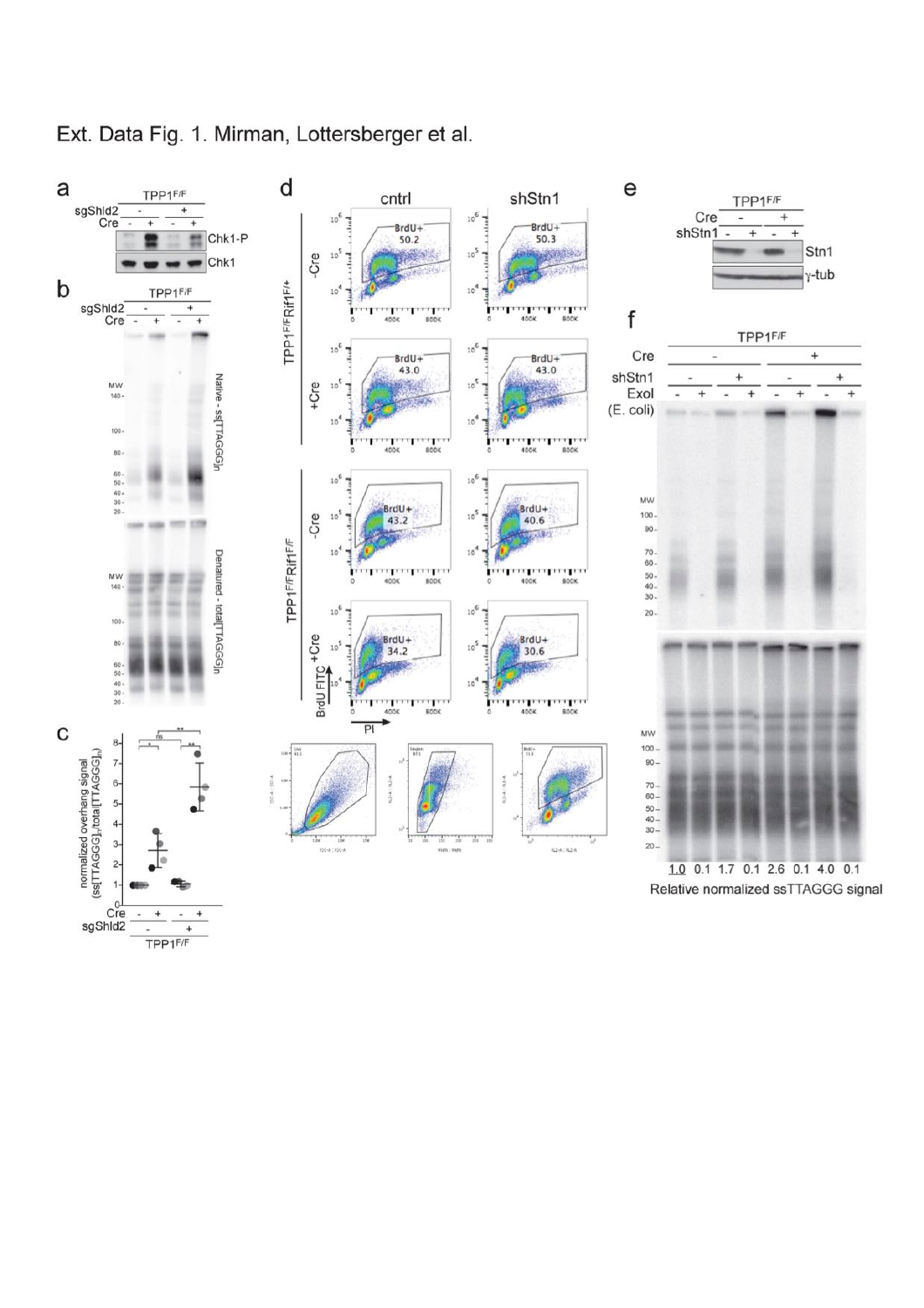Ext. Data Fig. 1. Mirman, Lottersberger et al.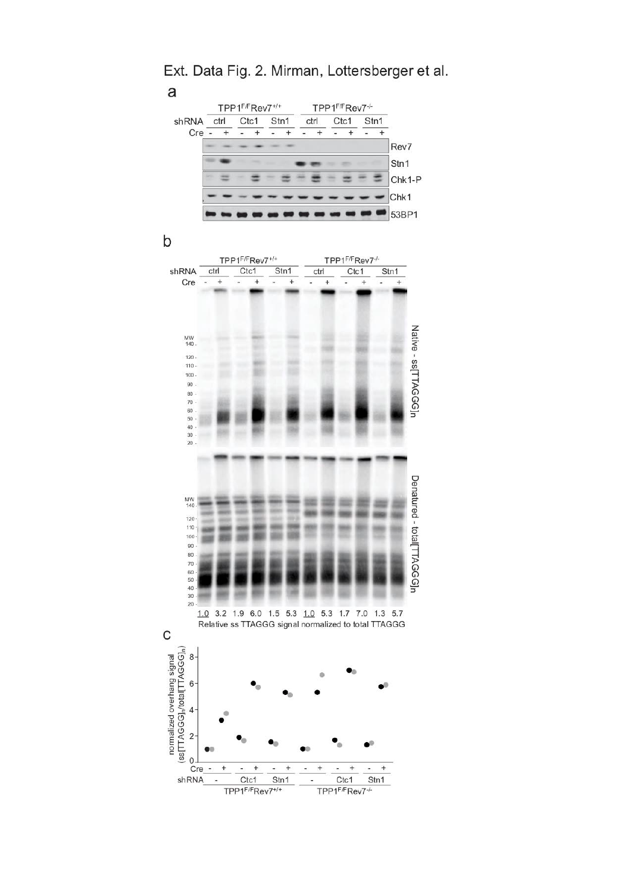Ext. Data Fig. 2. Mirman, Lottersberger et al.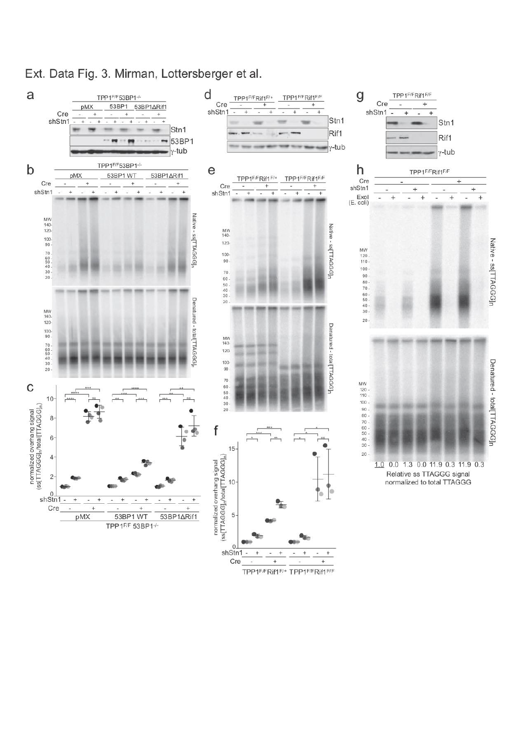Ext. Data Fig. 3. Mirman, Lottersberger et al.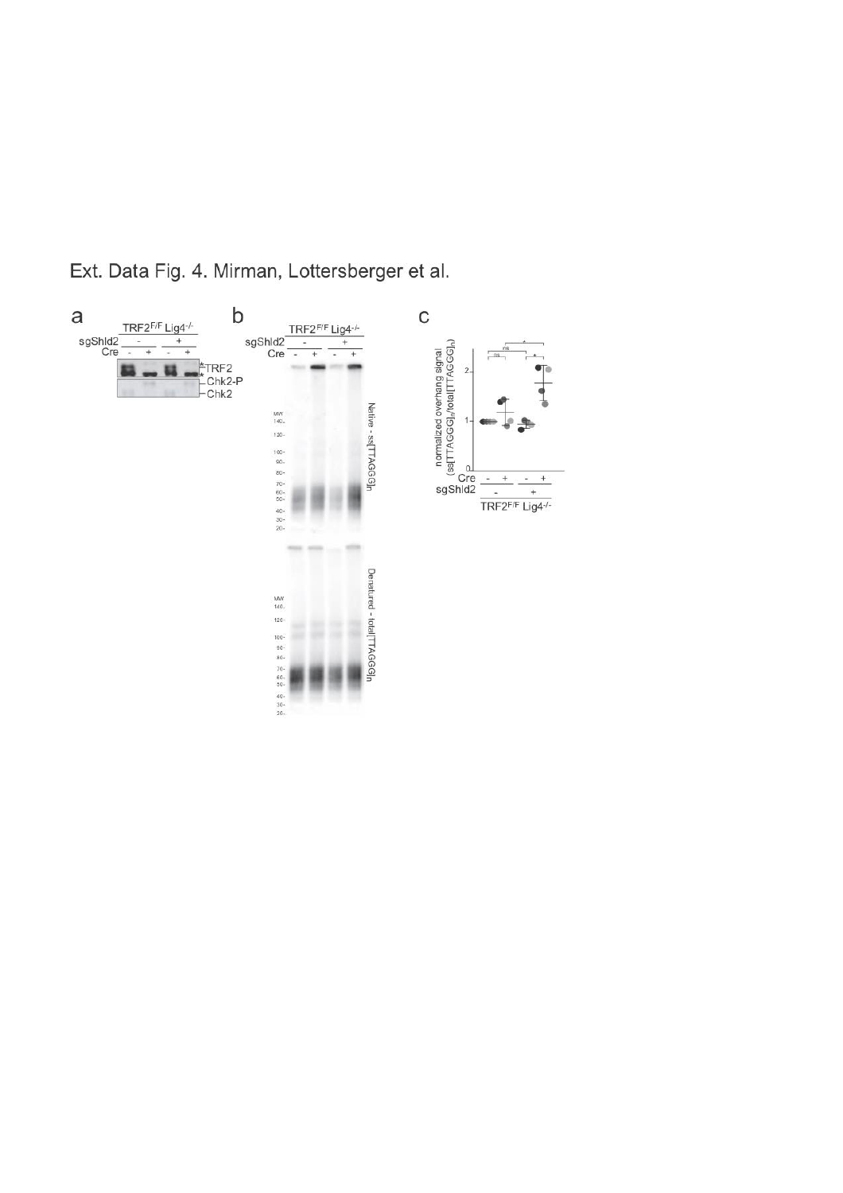Ext. Data Fig. 4. Mirman, Lottersberger et al.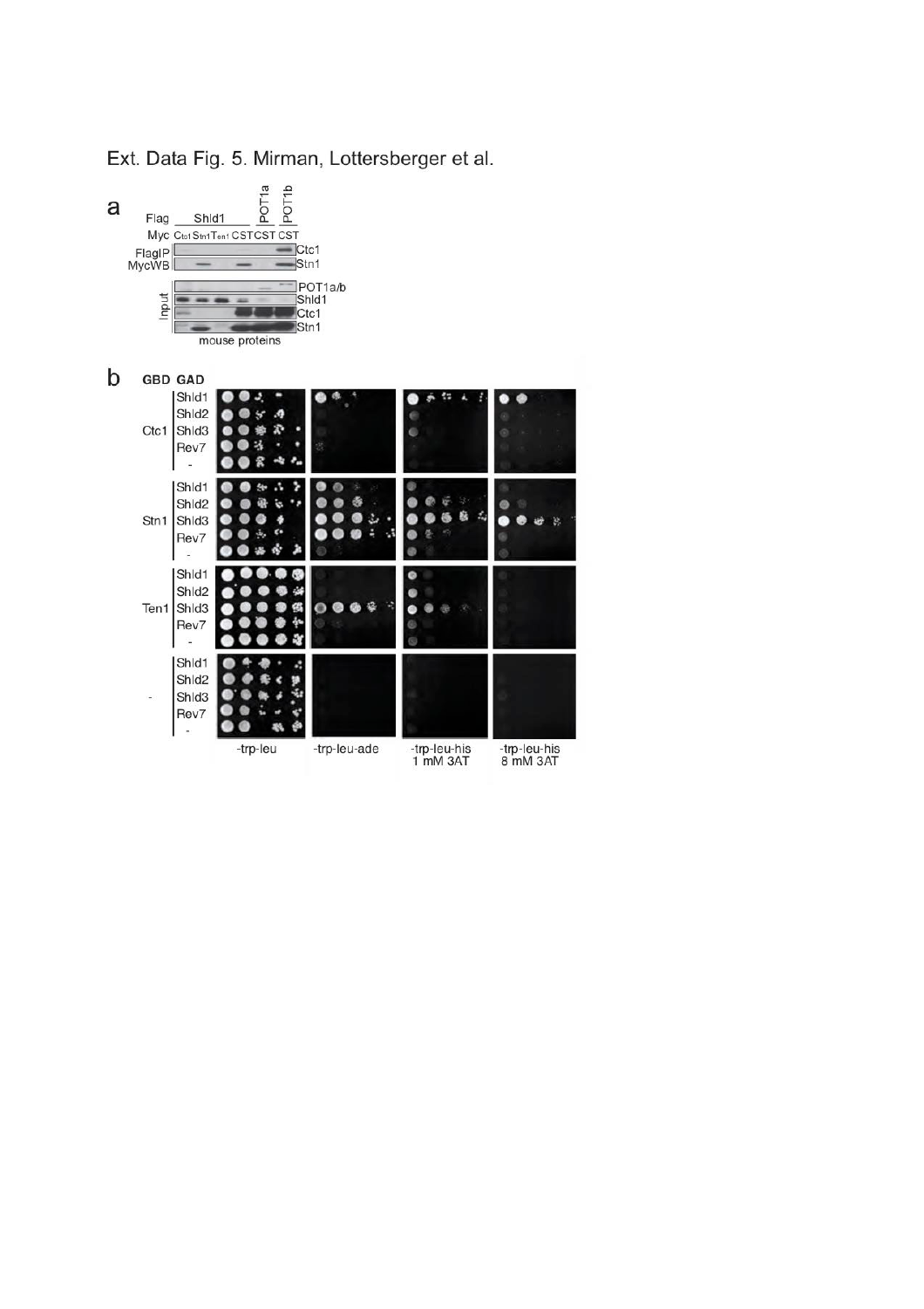Ext. Data Fig. 5. Mirman, Lottersberger et al.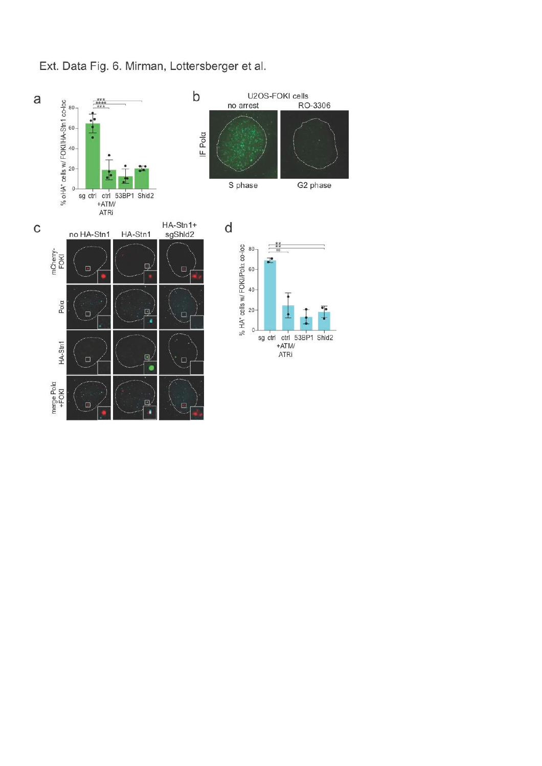Ext. Data Fig. 6. Mirman, Lottersberger et al.

a

% αHA⁺ cells w/ FOKI/HA-Stn1 co-loc

sg ctrl | ctrl +ATM/ATRi | 53BP1 | Shld2

b

U2OS-FOKI cells

no arrest | RO-3306

IF Polα

S phase | G2 phase

c

no HA-Stn1 | HA-Stn1 | HA-Stn1+ sgShld2

mCherry-FOKI

Polα

HA-Stn1

merge Polα +FOKI

d

% HA⁺ cells w/ FOKI/Polα co-loc

sg ctrl | ctrl +ATM/ATRi | 53BP1 | Shld2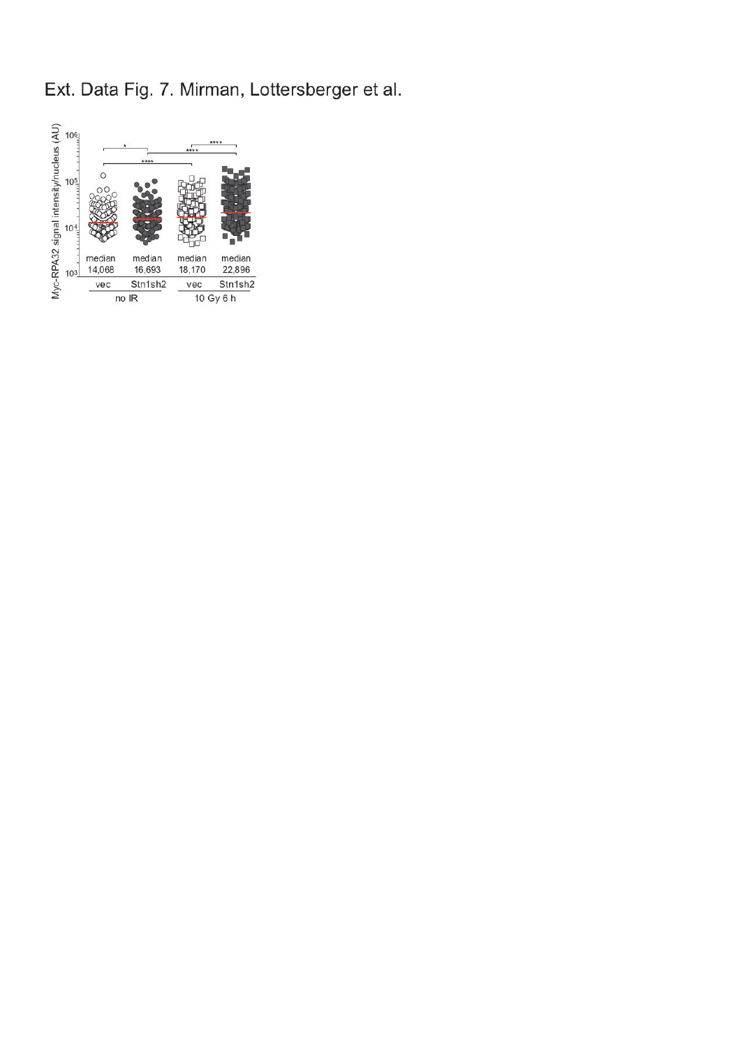Ext. Data Fig. 7. Mirman, Lottersberger et al.

Myc-RPA32 signal intensity/nucleus (AU)

| | median | median | median | median |
|---|---|---|---|---|
| | 14,068 | 16,693 | 18,170 | 22,896 |
| | vec | Stn1sh2 | vec | Stn1sh2 |
| | no IR | | 10 Gy 6 h | |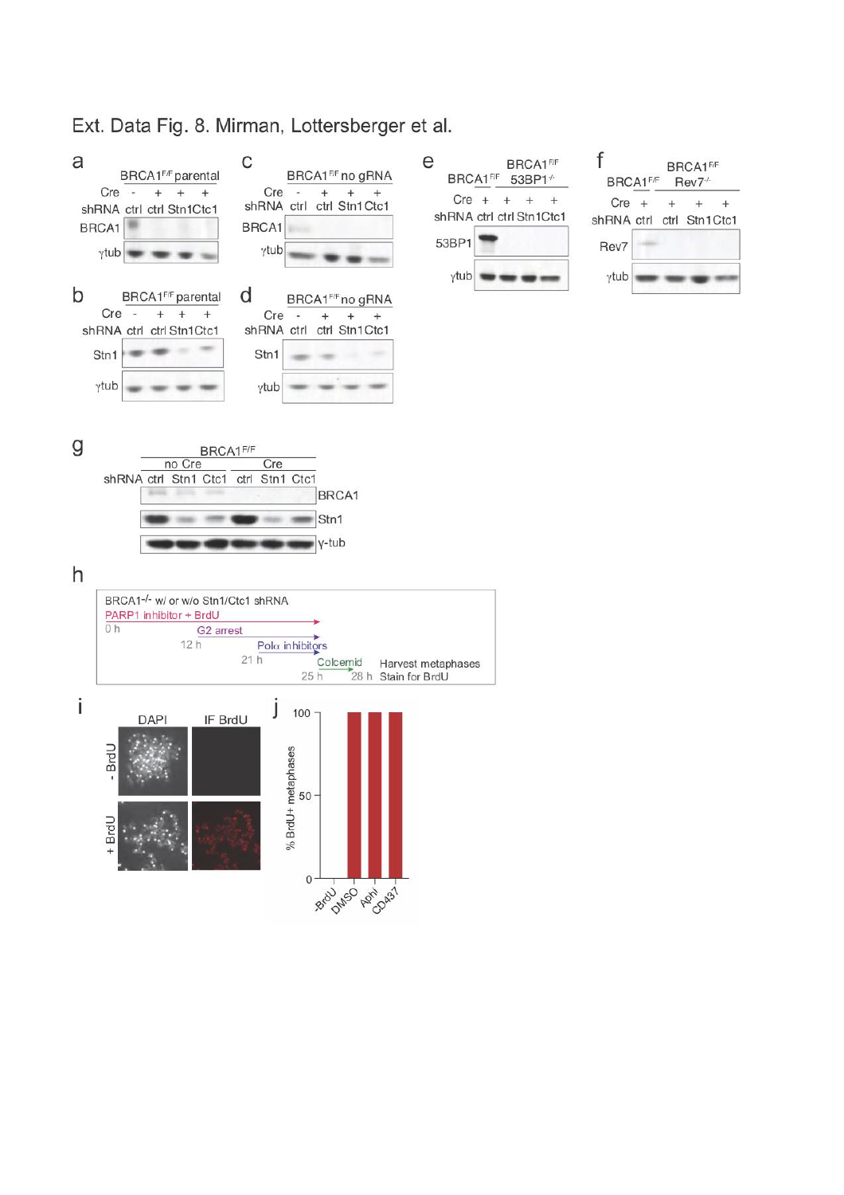Ext. Data Fig. 8. Mirman, Lottersberger et al.

a

BRCA1[F/F] parental

Cre - + + +

shRNA ctrl ctrl Stn1 Ctc1

BRCA1

γtub

b

BRCA1[F/F] parental

Cre - + + +

shRNA ctrl ctrl Stn1 Ctc1

Stn1

γtub

c

BRCA1[F/F] no gRNA

Cre - + + +

shRNA ctrl ctrl Stn1 Ctc1

BRCA1

γtub

d

BRCA1[F/F] no gRNA

Cre - + + +

shRNA ctrl ctrl Stn1 Ctc1

Stn1

γtub

e

BRCA1[F/F] BRCA1[F/F] 53BP1[-/-]

Cre + + + +

shRNA ctrl ctrl Stn1 Ctc1

53BP1

γtub

f

BRCA1[F/F] BRCA1[F/F] Rev7[-/-]

Cre + + + +

shRNA ctrl ctrl Stn1 Ctc1

Rev7

γtub

g

BRCA1[F/F]

no Cre Cre

shRNA ctrl Stn1 Ctc1 ctrl Stn1 Ctc1

BRCA1

Stn1

γ-tub

h

BRCA1[-/-] w/ or w/o Stn1/Ctc1 shRNA

PARP1 inhibitor + BrdU

0 h

G2 arrest

12 h

Polα inhibitors

21 h

Colcemid

25 h 28 h

Harvest metaphases

Stain for BrdU

i

DAPI IF BrdU

- BrdU

+ BrdU

j

% BrdU+ metaphases

100

50

0

-BrdU DMSO Aphi CD437